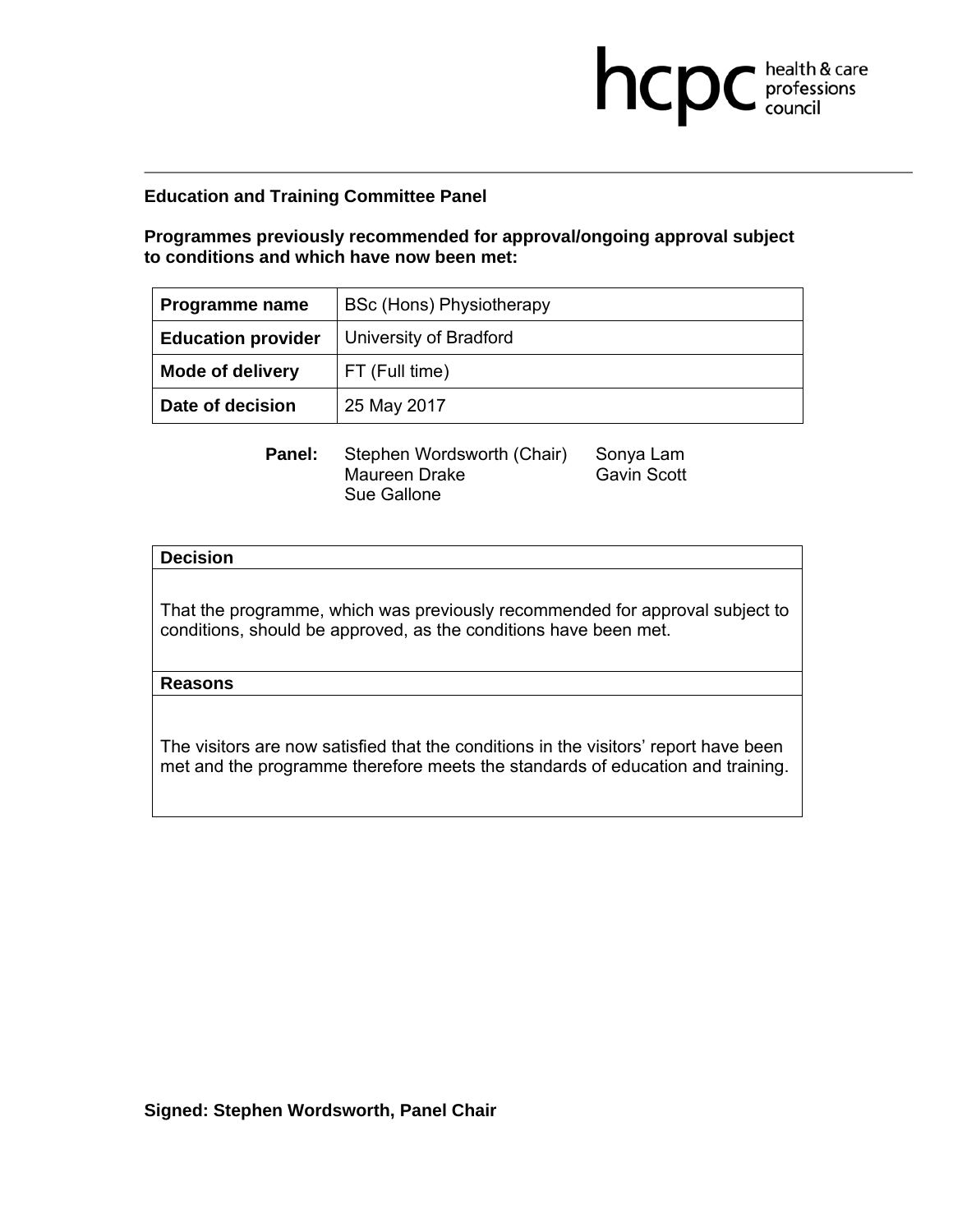hcpc health & care professions council

**Education and Training Committee Panel**

**Programmes previously recommended for approval/ongoing approval subject to conditions and which have now been met:**

| **Programme name** | BSc (Hons) Physiotherapy |
|---|---|
| **Education provider** | University of Bradford |
| **Mode of delivery** | FT (Full time) |
| **Date of decision** | 25 May 2017 |

**Panel:** Stephen Wordsworth (Chair), Maureen Drake, Sue Gallone, Sonya Lam, Gavin Scott

| **Decision** |
|---|
| That the programme, which was previously recommended for approval subject to conditions, should be approved, as the conditions have been met. |
| **Reasons** |
| The visitors are now satisfied that the conditions in the visitors' report have been met and the programme therefore meets the standards of education and training. |

**Signed: Stephen Wordsworth, Panel Chair**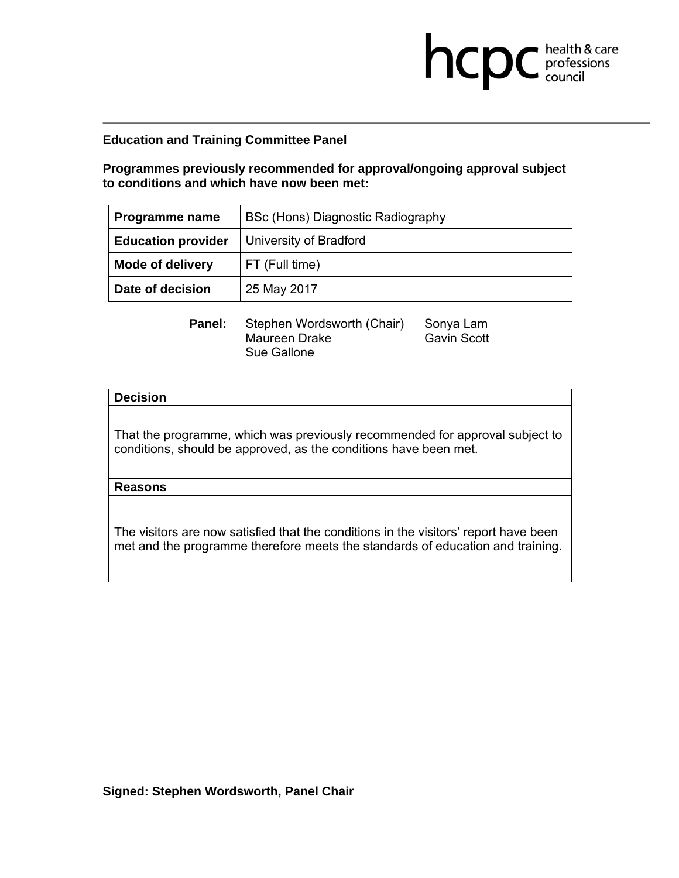**Education and Training Committee Panel**

**Programmes previously recommended for approval/ongoing approval subject to conditions and which have now been met:**

| **Programme name** | BSc (Hons) Diagnostic Radiography |
|---|---|
| **Education provider** | University of Bradford |
| **Mode of delivery** | FT (Full time) |
| **Date of decision** | 25 May 2017 |

**Panel:** Stephen Wordsworth (Chair), Maureen Drake, Sue Gallone, Sonya Lam, Gavin Scott

| **Decision** |
|---|
| That the programme, which was previously recommended for approval subject to conditions, should be approved, as the conditions have been met. |
| **Reasons** |
| The visitors are now satisfied that the conditions in the visitors' report have been met and the programme therefore meets the standards of education and training. |

**Signed: Stephen Wordsworth, Panel Chair**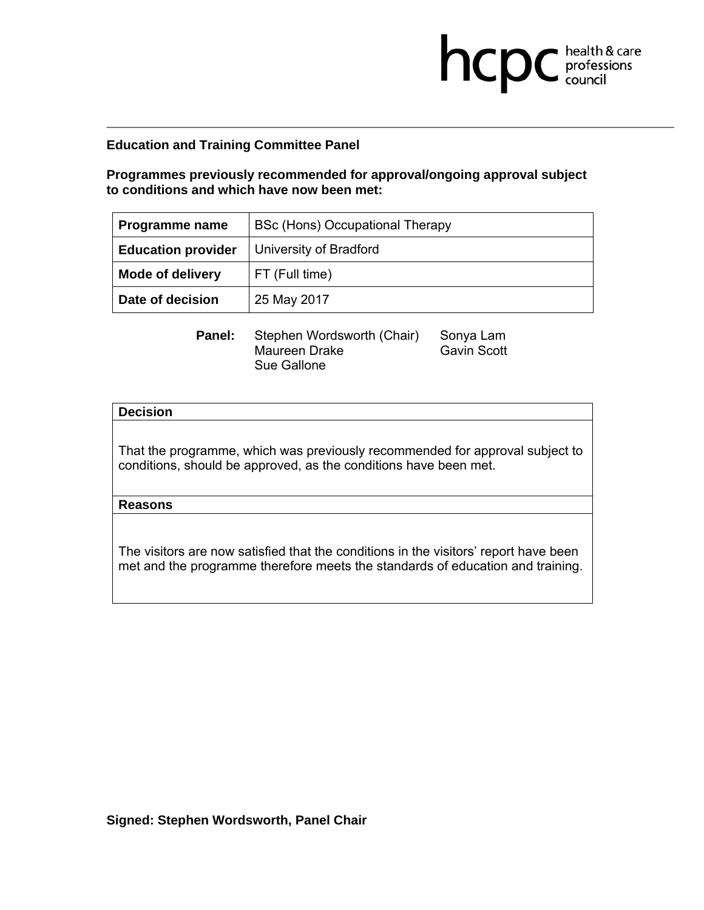hcpc health & care professions council

**Education and Training Committee Panel**

**Programmes previously recommended for approval/ongoing approval subject to conditions and which have now been met:**

| **Programme name** | BSc (Hons) Occupational Therapy |
|---|---|
| **Education provider** | University of Bradford |
| **Mode of delivery** | FT (Full time) |
| **Date of decision** | 25 May 2017 |

**Panel:** Stephen Wordsworth (Chair), Maureen Drake, Sue Gallone, Sonya Lam, Gavin Scott

| **Decision** |
|---|
| That the programme, which was previously recommended for approval subject to conditions, should be approved, as the conditions have been met. |
| **Reasons** |
| The visitors are now satisfied that the conditions in the visitors' report have been met and the programme therefore meets the standards of education and training. |

**Signed: Stephen Wordsworth, Panel Chair**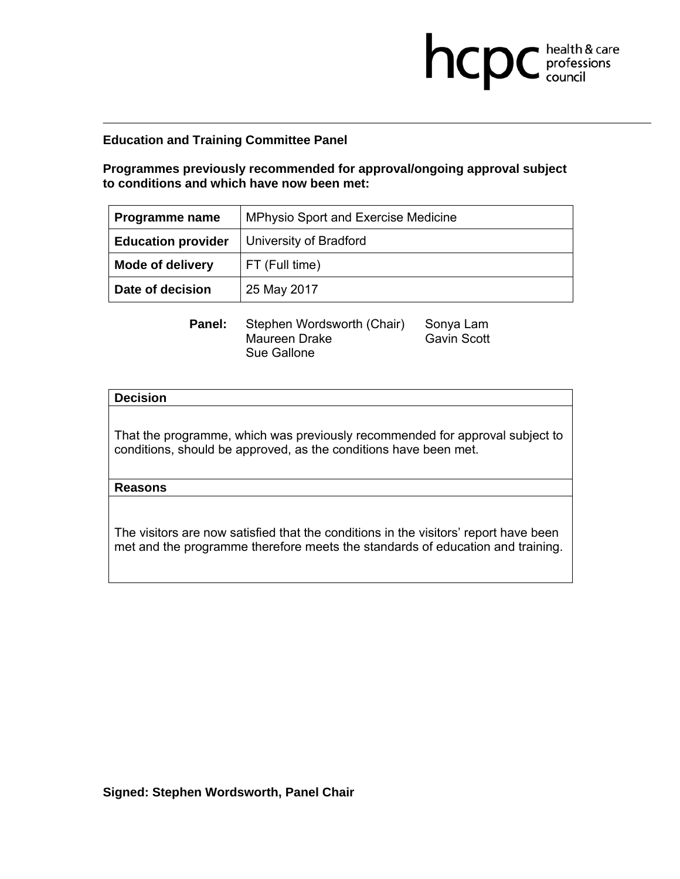hcpc health & care professions council

**Education and Training Committee Panel**

**Programmes previously recommended for approval/ongoing approval subject to conditions and which have now been met:**

| **Programme name** | MPhysio Sport and Exercise Medicine |
|---|---|
| **Education provider** | University of Bradford |
| **Mode of delivery** | FT (Full time) |
| **Date of decision** | 25 May 2017 |

**Panel:** Stephen Wordsworth (Chair), Maureen Drake, Sue Gallone, Sonya Lam, Gavin Scott

| **Decision** |
|---|
| That the programme, which was previously recommended for approval subject to conditions, should be approved, as the conditions have been met. |
| **Reasons** |
| The visitors are now satisfied that the conditions in the visitors' report have been met and the programme therefore meets the standards of education and training. |

**Signed: Stephen Wordsworth, Panel Chair**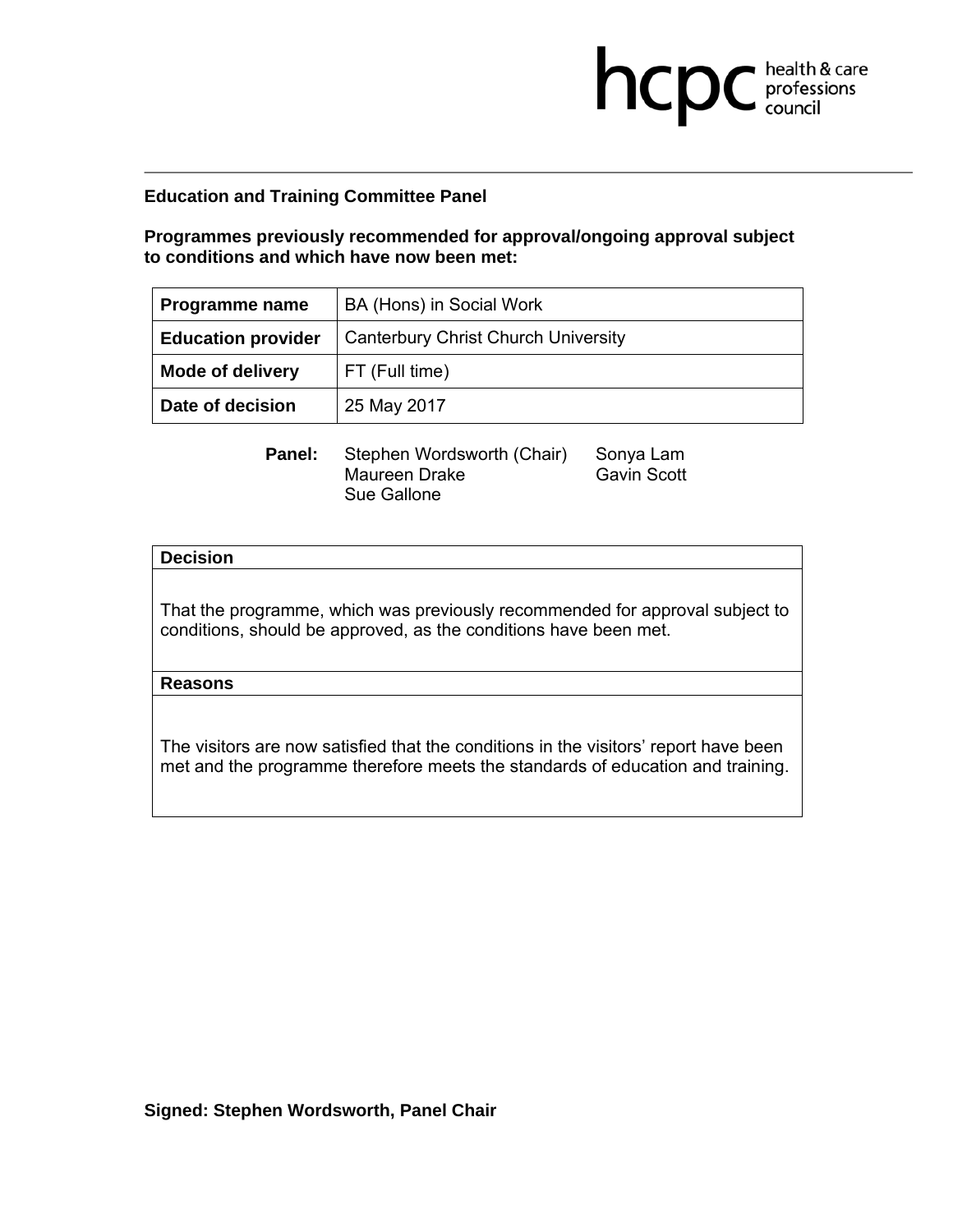hcpc health & care professions council

**Education and Training Committee Panel**

**Programmes previously recommended for approval/ongoing approval subject to conditions and which have now been met:**

| **Programme name** | BA (Hons) in Social Work |
|---|---|
| **Education provider** | Canterbury Christ Church University |
| **Mode of delivery** | FT (Full time) |
| **Date of decision** | 25 May 2017 |

**Panel:** Stephen Wordsworth (Chair), Maureen Drake, Sue Gallone, Sonya Lam, Gavin Scott

| **Decision** |
|---|
| That the programme, which was previously recommended for approval subject to conditions, should be approved, as the conditions have been met. |
| **Reasons** |
| The visitors are now satisfied that the conditions in the visitors' report have been met and the programme therefore meets the standards of education and training. |

**Signed: Stephen Wordsworth, Panel Chair**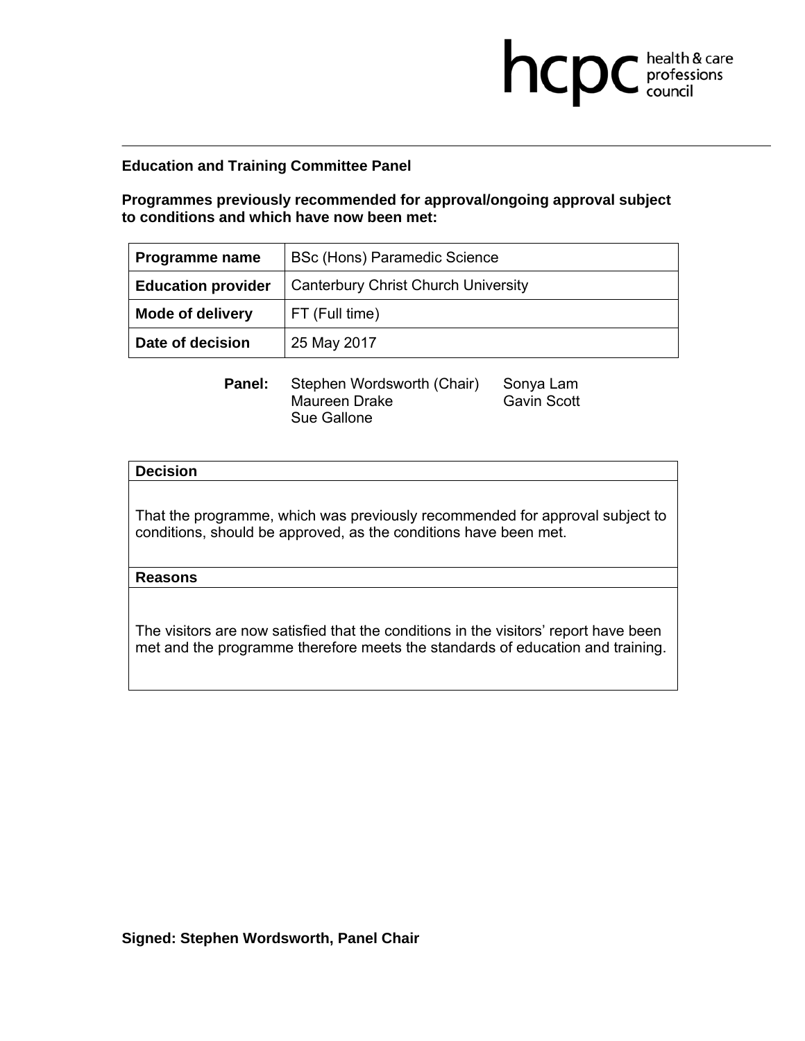**Education and Training Committee Panel**

**Programmes previously recommended for approval/ongoing approval subject to conditions and which have now been met:**

| **Programme name** | BSc (Hons) Paramedic Science |
|---|---|
| **Education provider** | Canterbury Christ Church University |
| **Mode of delivery** | FT (Full time) |
| **Date of decision** | 25 May 2017 |

**Panel:** Stephen Wordsworth (Chair), Maureen Drake, Sue Gallone, Sonya Lam, Gavin Scott

| **Decision** |
|---|
| That the programme, which was previously recommended for approval subject to conditions, should be approved, as the conditions have been met. |
| **Reasons** |
| The visitors are now satisfied that the conditions in the visitors' report have been met and the programme therefore meets the standards of education and training. |

**Signed: Stephen Wordsworth, Panel Chair**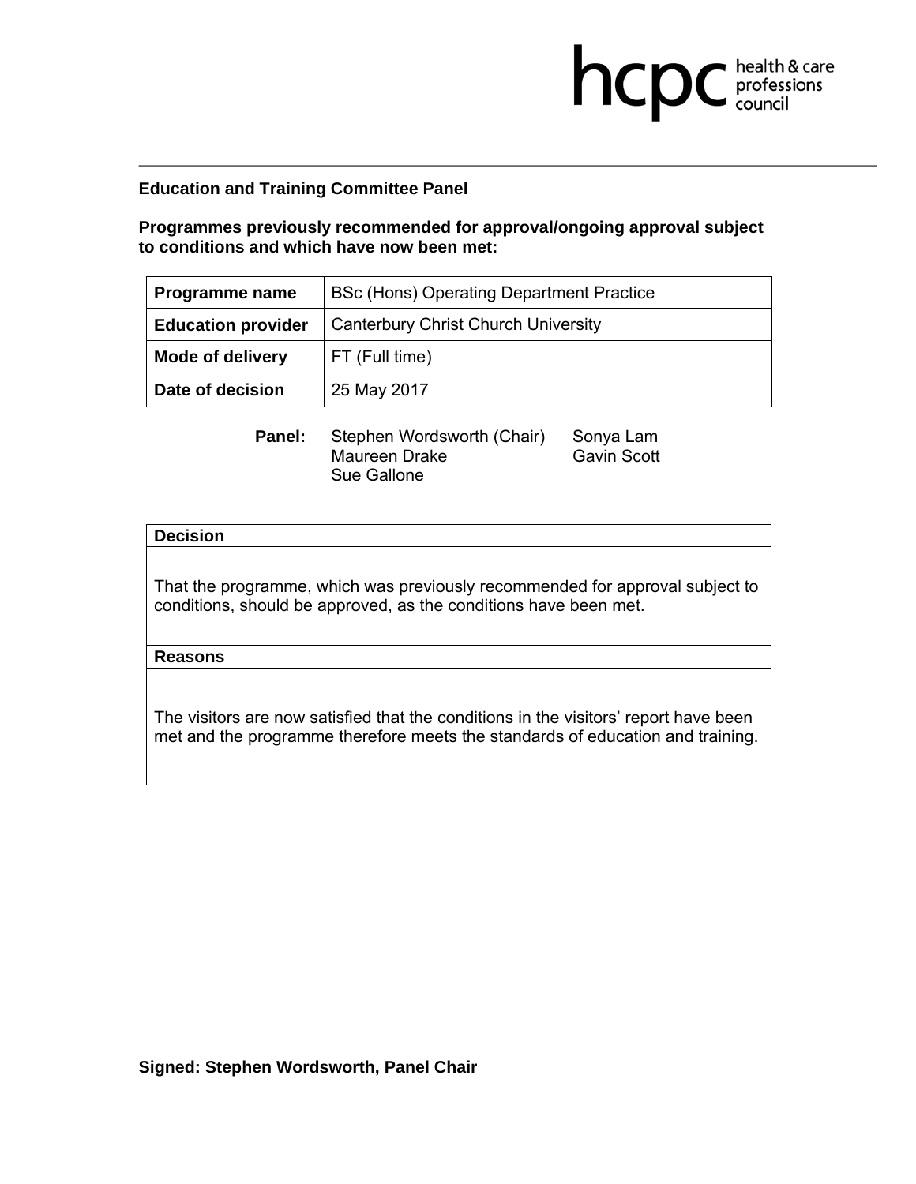hcpc health & care professions council

**Education and Training Committee Panel**

**Programmes previously recommended for approval/ongoing approval subject to conditions and which have now been met:**

| **Programme name** | BSc (Hons) Operating Department Practice |
|---|---|
| **Education provider** | Canterbury Christ Church University |
| **Mode of delivery** | FT (Full time) |
| **Date of decision** | 25 May 2017 |

**Panel:** Stephen Wordsworth (Chair), Maureen Drake, Sue Gallone, Sonya Lam, Gavin Scott

| **Decision** |
|---|
| That the programme, which was previously recommended for approval subject to conditions, should be approved, as the conditions have been met. |
| **Reasons** |
| The visitors are now satisfied that the conditions in the visitors' report have been met and the programme therefore meets the standards of education and training. |

**Signed: Stephen Wordsworth, Panel Chair**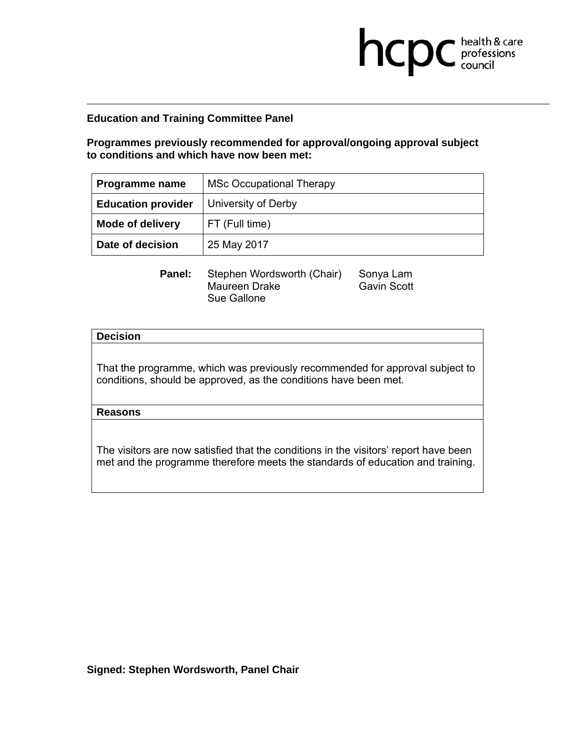**Education and Training Committee Panel**

**Programmes previously recommended for approval/ongoing approval subject to conditions and which have now been met:**

| **Programme name** | MSc Occupational Therapy |
|---|---|
| **Education provider** | University of Derby |
| **Mode of delivery** | FT (Full time) |
| **Date of decision** | 25 May 2017 |

**Panel:** Stephen Wordsworth (Chair), Sonya Lam, Maureen Drake, Gavin Scott, Sue Gallone

| **Decision** |
|---|
| That the programme, which was previously recommended for approval subject to conditions, should be approved, as the conditions have been met. |
| **Reasons** |
| The visitors are now satisfied that the conditions in the visitors' report have been met and the programme therefore meets the standards of education and training. |

**Signed: Stephen Wordsworth, Panel Chair**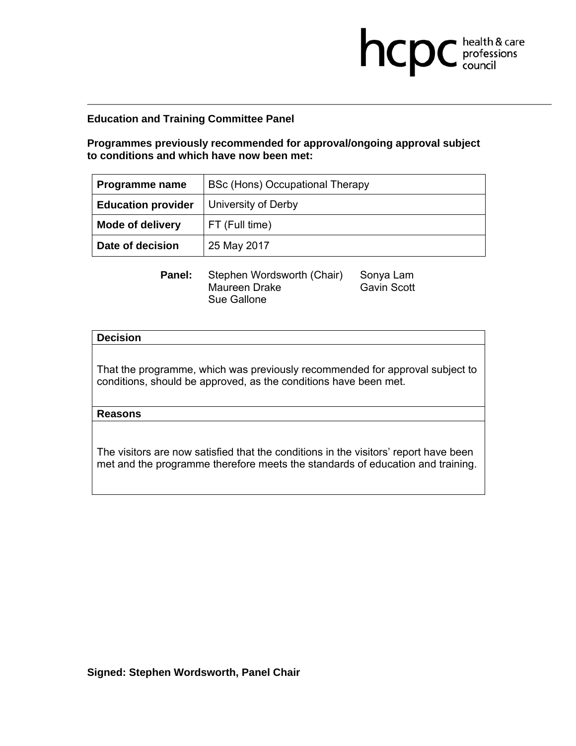**Education and Training Committee Panel**

**Programmes previously recommended for approval/ongoing approval subject to conditions and which have now been met:**

| **Programme name** | BSc (Hons) Occupational Therapy |
|---|---|
| **Education provider** | University of Derby |
| **Mode of delivery** | FT (Full time) |
| **Date of decision** | 25 May 2017 |

**Panel:** Stephen Wordsworth (Chair), Maureen Drake, Sue Gallone, Sonya Lam, Gavin Scott

| **Decision** |
|---|
| That the programme, which was previously recommended for approval subject to conditions, should be approved, as the conditions have been met. |
| **Reasons** |
| The visitors are now satisfied that the conditions in the visitors' report have been met and the programme therefore meets the standards of education and training. |

**Signed: Stephen Wordsworth, Panel Chair**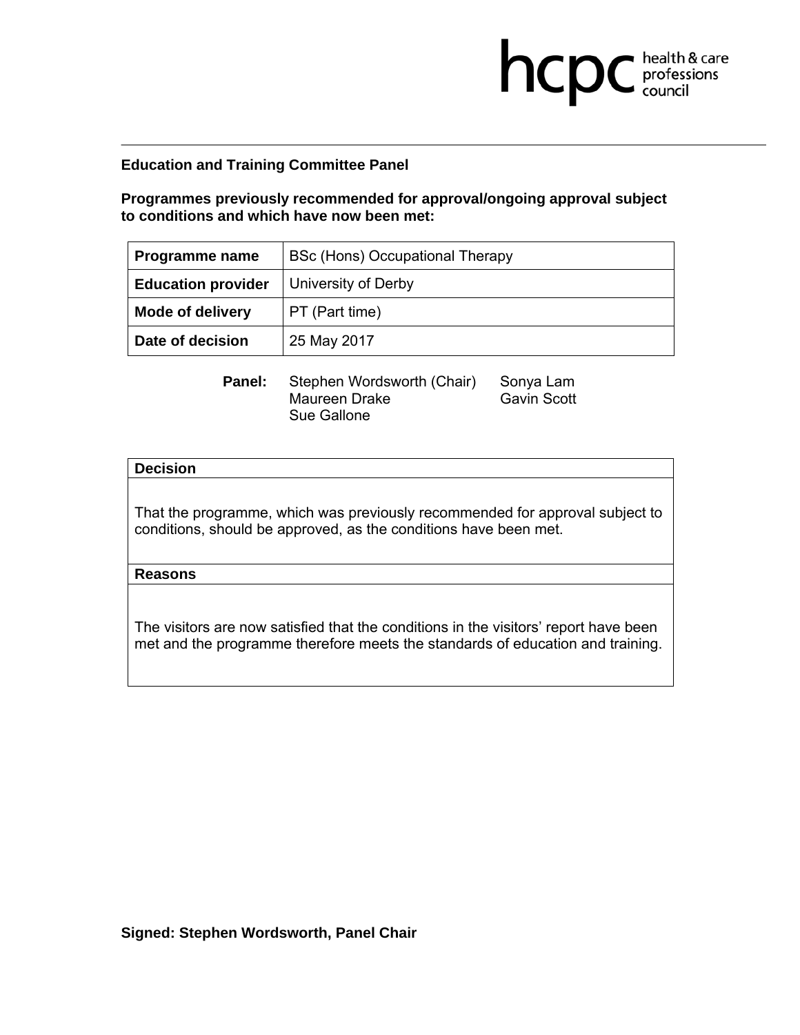hcpc health & care professions council

**Education and Training Committee Panel**

**Programmes previously recommended for approval/ongoing approval subject to conditions and which have now been met:**

| **Programme name** | BSc (Hons) Occupational Therapy |
|---|---|
| **Education provider** | University of Derby |
| **Mode of delivery** | PT (Part time) |
| **Date of decision** | 25 May 2017 |

**Panel:** Stephen Wordsworth (Chair), Sonya Lam, Maureen Drake, Gavin Scott, Sue Gallone

| **Decision** |
|---|
| That the programme, which was previously recommended for approval subject to conditions, should be approved, as the conditions have been met. |
| **Reasons** |
| The visitors are now satisfied that the conditions in the visitors' report have been met and the programme therefore meets the standards of education and training. |

**Signed: Stephen Wordsworth, Panel Chair**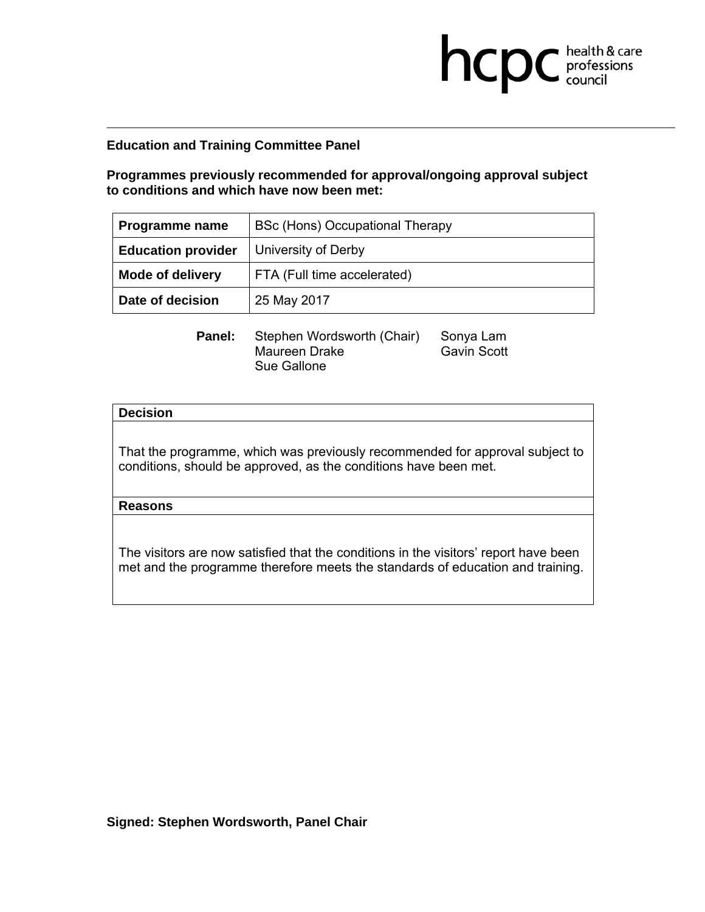hcpc health & care professions council

**Education and Training Committee Panel**

**Programmes previously recommended for approval/ongoing approval subject to conditions and which have now been met:**

| **Programme name** | BSc (Hons) Occupational Therapy |
|---|---|
| **Education provider** | University of Derby |
| **Mode of delivery** | FTA (Full time accelerated) |
| **Date of decision** | 25 May 2017 |

**Panel:** Stephen Wordsworth (Chair), Maureen Drake, Sue Gallone, Sonya Lam, Gavin Scott

| **Decision** |
|---|
| That the programme, which was previously recommended for approval subject to conditions, should be approved, as the conditions have been met. |
| **Reasons** |
| The visitors are now satisfied that the conditions in the visitors' report have been met and the programme therefore meets the standards of education and training. |

**Signed: Stephen Wordsworth, Panel Chair**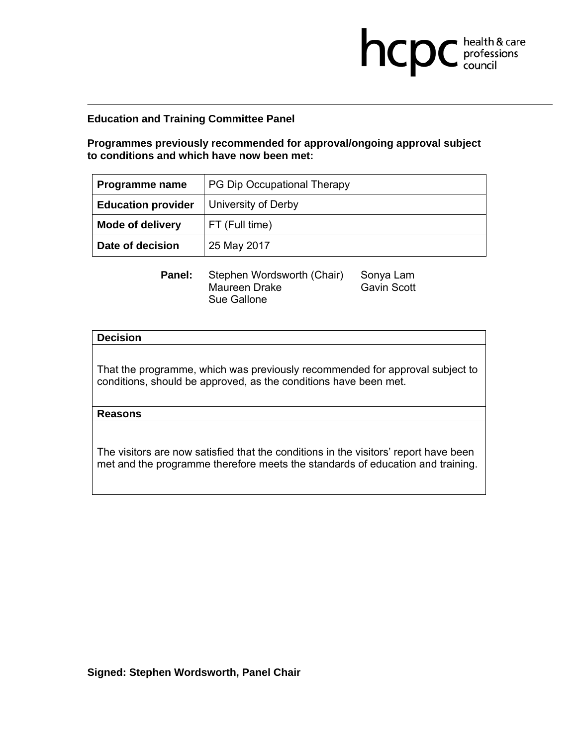hcpc health & care professions council

**Education and Training Committee Panel**

**Programmes previously recommended for approval/ongoing approval subject to conditions and which have now been met:**

| **Programme name** | PG Dip Occupational Therapy |
|---|---|
| **Education provider** | University of Derby |
| **Mode of delivery** | FT (Full time) |
| **Date of decision** | 25 May 2017 |

**Panel:** Stephen Wordsworth (Chair), Maureen Drake, Sue Gallone, Sonya Lam, Gavin Scott

| **Decision** |
|---|
| That the programme, which was previously recommended for approval subject to conditions, should be approved, as the conditions have been met. |
| **Reasons** |
| The visitors are now satisfied that the conditions in the visitors' report have been met and the programme therefore meets the standards of education and training. |

**Signed: Stephen Wordsworth, Panel Chair**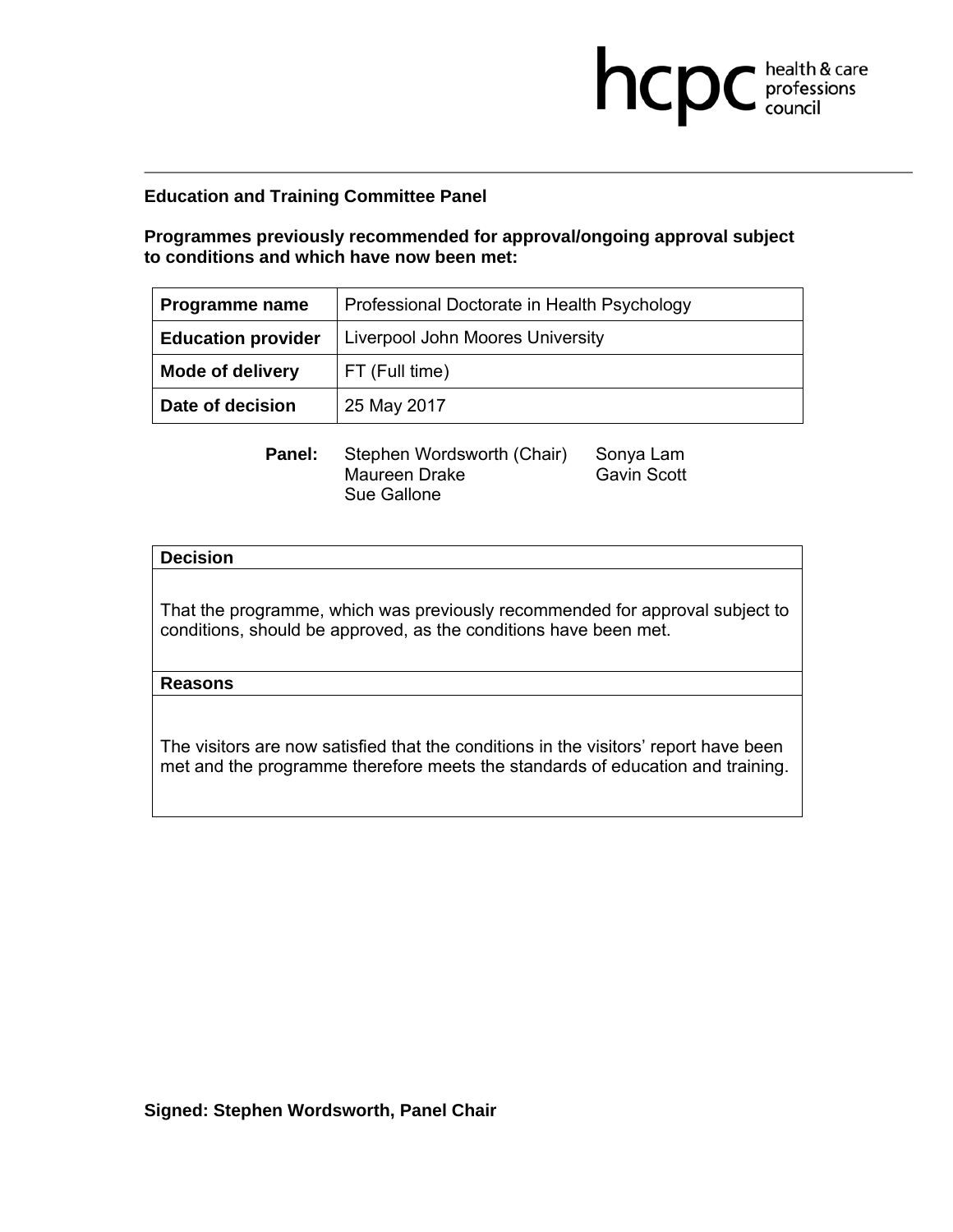hcpc health & care professions council

**Education and Training Committee Panel**

**Programmes previously recommended for approval/ongoing approval subject to conditions and which have now been met:**

| **Programme name** | Professional Doctorate in Health Psychology |
|---|---|
| **Education provider** | Liverpool John Moores University |
| **Mode of delivery** | FT (Full time) |
| **Date of decision** | 25 May 2017 |

**Panel:** Stephen Wordsworth (Chair), Maureen Drake, Sue Gallone, Sonya Lam, Gavin Scott

| **Decision** |
|---|
| That the programme, which was previously recommended for approval subject to conditions, should be approved, as the conditions have been met. |
| **Reasons** |
| The visitors are now satisfied that the conditions in the visitors' report have been met and the programme therefore meets the standards of education and training. |

**Signed: Stephen Wordsworth, Panel Chair**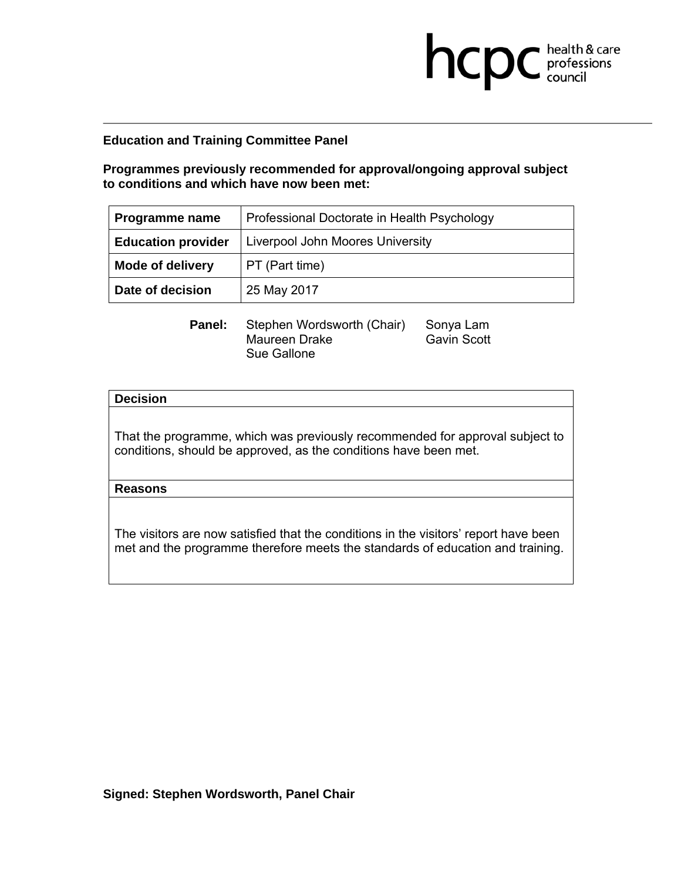hcpc health & care professions council

**Education and Training Committee Panel**

**Programmes previously recommended for approval/ongoing approval subject to conditions and which have now been met:**

| **Programme name** | Professional Doctorate in Health Psychology |
|---|---|
| **Education provider** | Liverpool John Moores University |
| **Mode of delivery** | PT (Part time) |
| **Date of decision** | 25 May 2017 |

**Panel:** Stephen Wordsworth (Chair), Maureen Drake, Sue Gallone, Sonya Lam, Gavin Scott

| **Decision** |
|---|
| That the programme, which was previously recommended for approval subject to conditions, should be approved, as the conditions have been met. |
| **Reasons** |
| The visitors are now satisfied that the conditions in the visitors' report have been met and the programme therefore meets the standards of education and training. |

**Signed: Stephen Wordsworth, Panel Chair**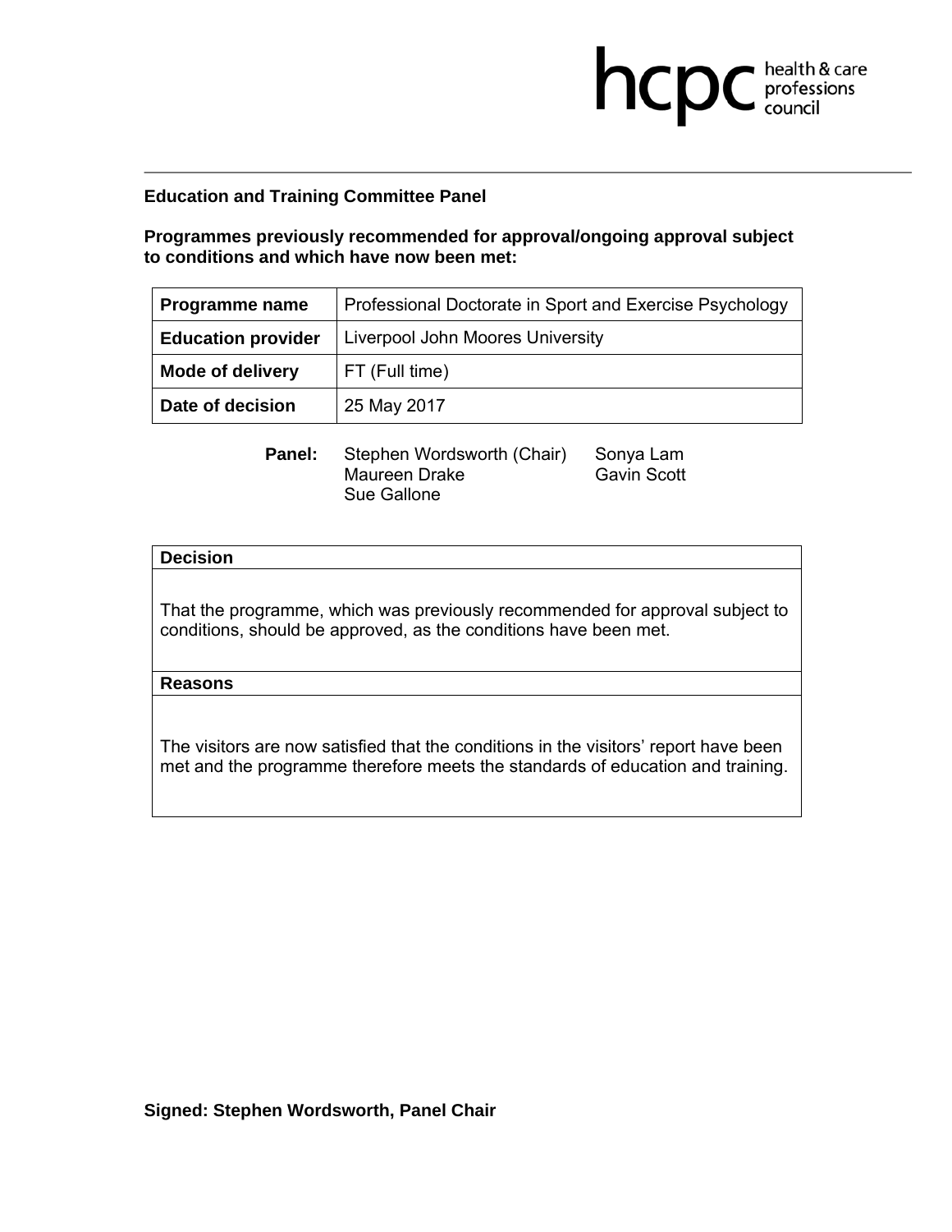hcpc health & care professions council

## Education and Training Committee Panel

**Programmes previously recommended for approval/ongoing approval subject to conditions and which have now been met:**

| | |
|---|---|
| **Programme name** | Professional Doctorate in Sport and Exercise Psychology |
| **Education provider** | Liverpool John Moores University |
| **Mode of delivery** | FT (Full time) |
| **Date of decision** | 25 May 2017 |

**Panel:** Stephen Wordsworth (Chair), Maureen Drake, Sue Gallone, Sonya Lam, Gavin Scott

| **Decision** |
|---|
| That the programme, which was previously recommended for approval subject to conditions, should be approved, as the conditions have been met. |
| **Reasons** |
| The visitors are now satisfied that the conditions in the visitors' report have been met and the programme therefore meets the standards of education and training. |

**Signed: Stephen Wordsworth, Panel Chair**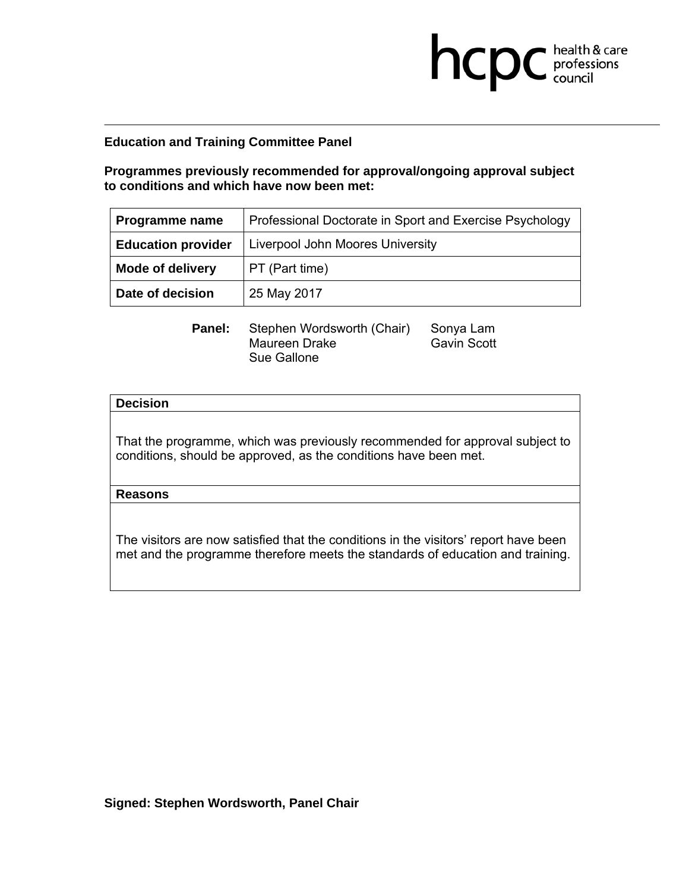hcpc health & care professions council

**Education and Training Committee Panel**

**Programmes previously recommended for approval/ongoing approval subject to conditions and which have now been met:**

| **Programme name** | Professional Doctorate in Sport and Exercise Psychology |
|---|---|
| **Education provider** | Liverpool John Moores University |
| **Mode of delivery** | PT (Part time) |
| **Date of decision** | 25 May 2017 |

**Panel:** Stephen Wordsworth (Chair), Maureen Drake, Sue Gallone, Sonya Lam, Gavin Scott

| **Decision** |
|---|
| That the programme, which was previously recommended for approval subject to conditions, should be approved, as the conditions have been met. |
| **Reasons** |
| The visitors are now satisfied that the conditions in the visitors' report have been met and the programme therefore meets the standards of education and training. |

**Signed: Stephen Wordsworth, Panel Chair**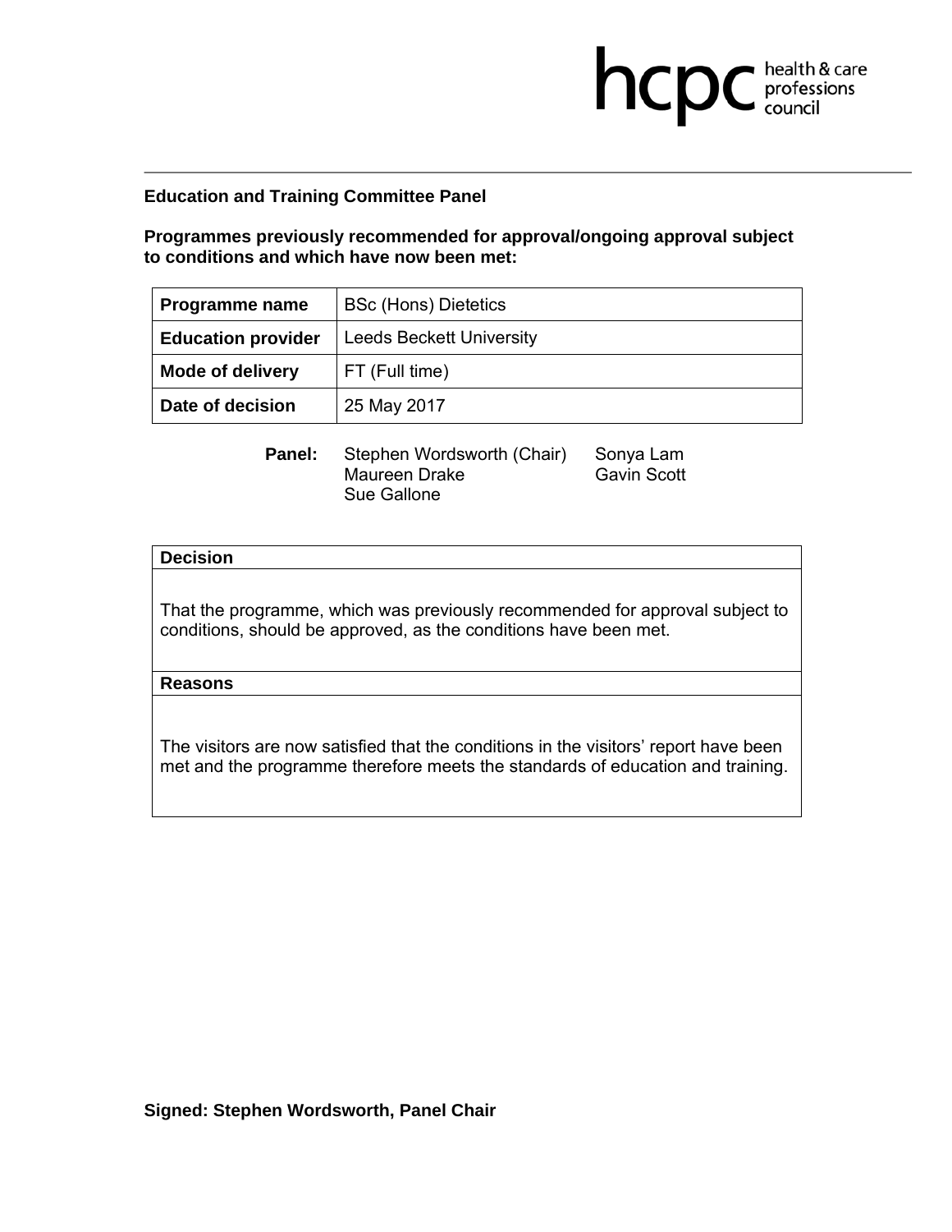**Education and Training Committee Panel**

**Programmes previously recommended for approval/ongoing approval subject to conditions and which have now been met:**

| **Programme name** | BSc (Hons) Dietetics |
|---|---|
| **Education provider** | Leeds Beckett University |
| **Mode of delivery** | FT (Full time) |
| **Date of decision** | 25 May 2017 |

**Panel:** Stephen Wordsworth (Chair), Maureen Drake, Sue Gallone, Sonya Lam, Gavin Scott

| **Decision** |
|---|
| That the programme, which was previously recommended for approval subject to conditions, should be approved, as the conditions have been met. |
| **Reasons** |
| The visitors are now satisfied that the conditions in the visitors' report have been met and the programme therefore meets the standards of education and training. |

**Signed: Stephen Wordsworth, Panel Chair**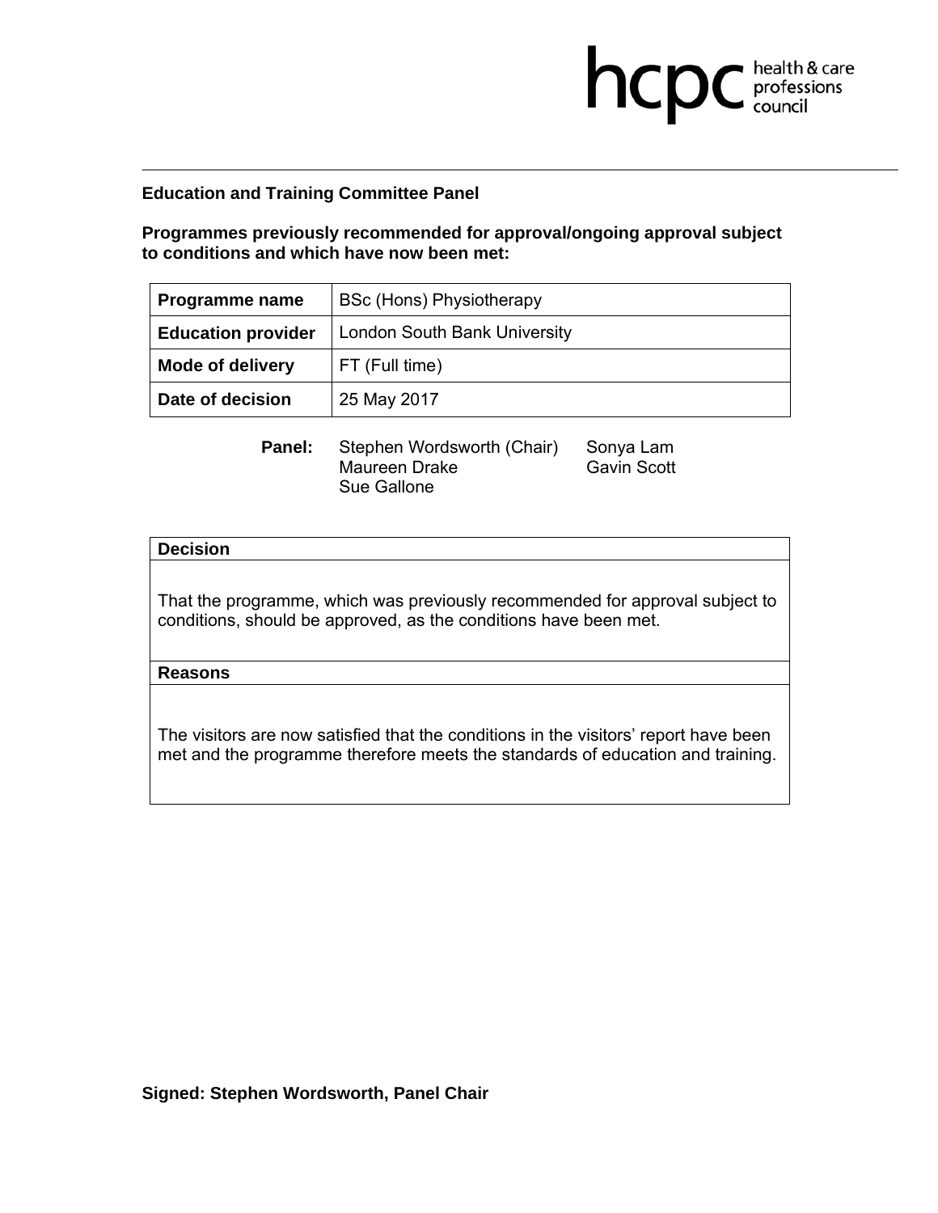hcpc health & care professions council

**Education and Training Committee Panel**

**Programmes previously recommended for approval/ongoing approval subject to conditions and which have now been met:**

| **Programme name** | BSc (Hons) Physiotherapy |
|---|---|
| **Education provider** | London South Bank University |
| **Mode of delivery** | FT (Full time) |
| **Date of decision** | 25 May 2017 |

**Panel:** Stephen Wordsworth (Chair), Sonya Lam, Maureen Drake, Gavin Scott, Sue Gallone

| **Decision** |
|---|
| That the programme, which was previously recommended for approval subject to conditions, should be approved, as the conditions have been met. |
| **Reasons** |
| The visitors are now satisfied that the conditions in the visitors' report have been met and the programme therefore meets the standards of education and training. |

**Signed: Stephen Wordsworth, Panel Chair**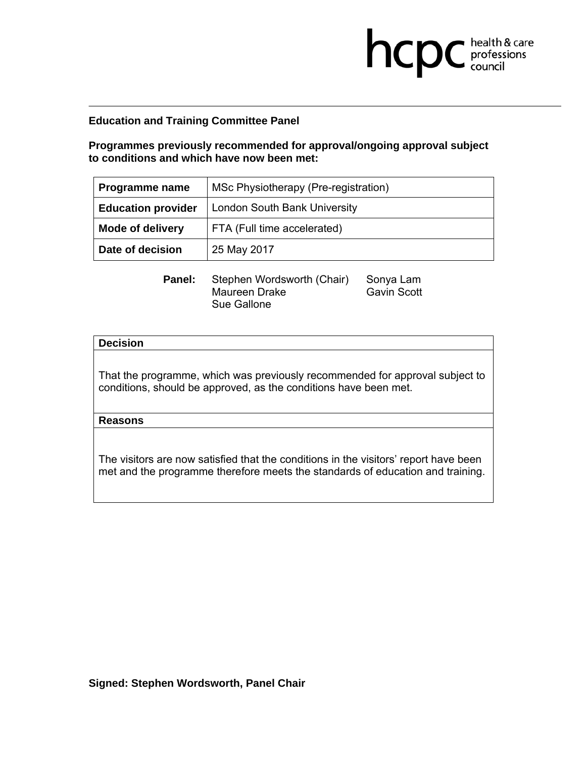**Education and Training Committee Panel**

**Programmes previously recommended for approval/ongoing approval subject to conditions and which have now been met:**

| **Programme name** | MSc Physiotherapy (Pre-registration) |
|---|---|
| **Education provider** | London South Bank University |
| **Mode of delivery** | FTA (Full time accelerated) |
| **Date of decision** | 25 May 2017 |

**Panel:** Stephen Wordsworth (Chair), Maureen Drake, Sue Gallone, Sonya Lam, Gavin Scott

| **Decision** |
|---|
| That the programme, which was previously recommended for approval subject to conditions, should be approved, as the conditions have been met. |
| **Reasons** |
| The visitors are now satisfied that the conditions in the visitors' report have been met and the programme therefore meets the standards of education and training. |

**Signed: Stephen Wordsworth, Panel Chair**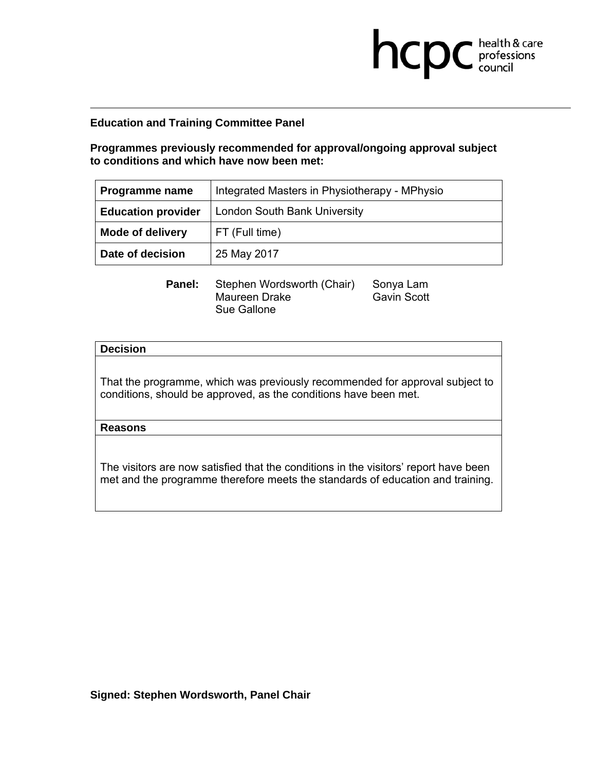hcpc health & care professions council

**Education and Training Committee Panel**

**Programmes previously recommended for approval/ongoing approval subject to conditions and which have now been met:**

| **Programme name** | Integrated Masters in Physiotherapy - MPhysio |
|---|---|
| **Education provider** | London South Bank University |
| **Mode of delivery** | FT (Full time) |
| **Date of decision** | 25 May 2017 |

**Panel:** Stephen Wordsworth (Chair), Sonya Lam, Maureen Drake, Gavin Scott, Sue Gallone

| **Decision** |
|---|
| That the programme, which was previously recommended for approval subject to conditions, should be approved, as the conditions have been met. |
| **Reasons** |
| The visitors are now satisfied that the conditions in the visitors' report have been met and the programme therefore meets the standards of education and training. |

**Signed: Stephen Wordsworth, Panel Chair**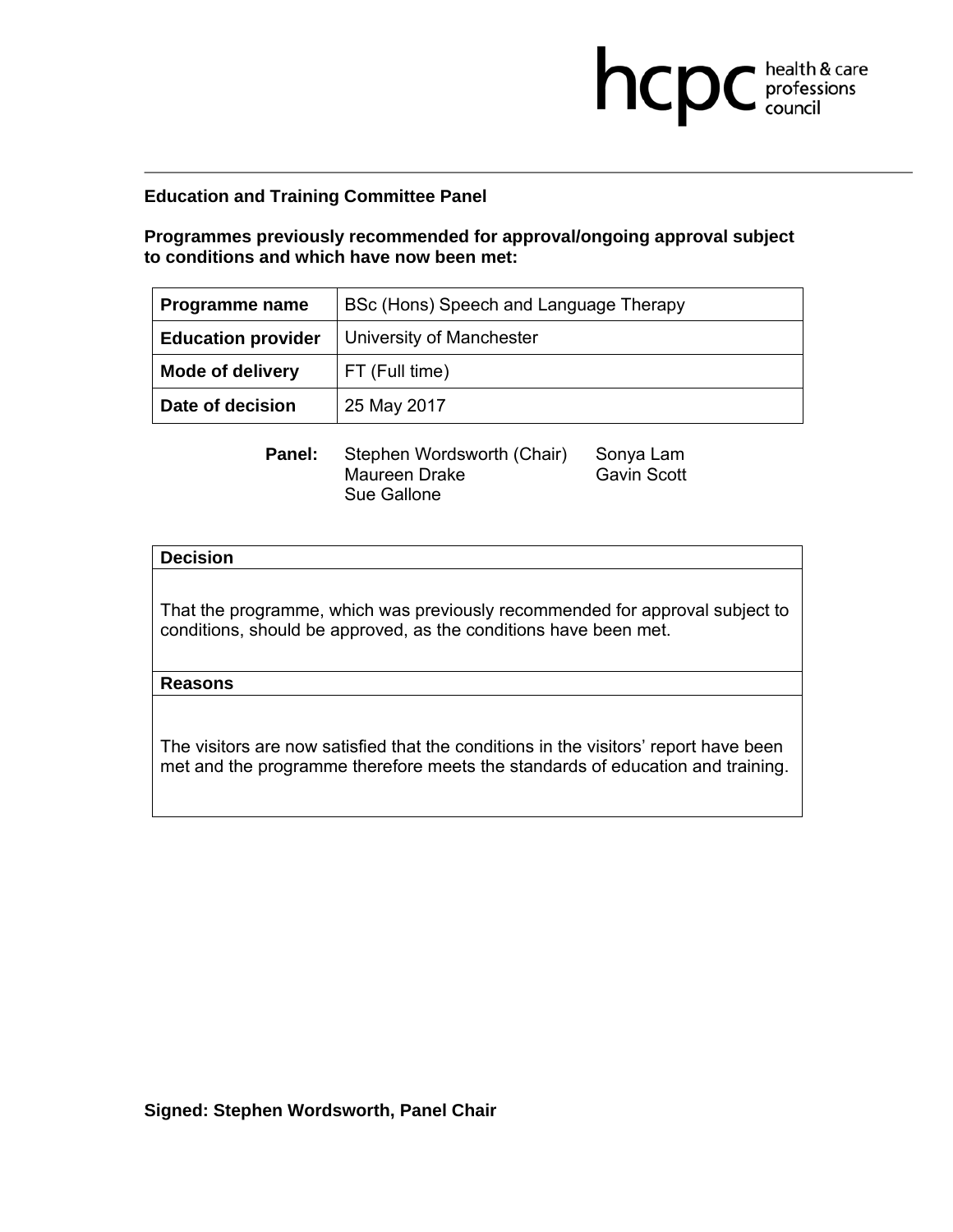## Education and Training Committee Panel

**Programmes previously recommended for approval/ongoing approval subject to conditions and which have now been met:**

| **Programme name** | BSc (Hons) Speech and Language Therapy |
|---|---|
| **Education provider** | University of Manchester |
| **Mode of delivery** | FT (Full time) |
| **Date of decision** | 25 May 2017 |

**Panel:** Stephen Wordsworth (Chair), Maureen Drake, Sue Gallone, Sonya Lam, Gavin Scott

| **Decision** |
|---|
| That the programme, which was previously recommended for approval subject to conditions, should be approved, as the conditions have been met. |
| **Reasons** |
| The visitors are now satisfied that the conditions in the visitors' report have been met and the programme therefore meets the standards of education and training. |

**Signed: Stephen Wordsworth, Panel Chair**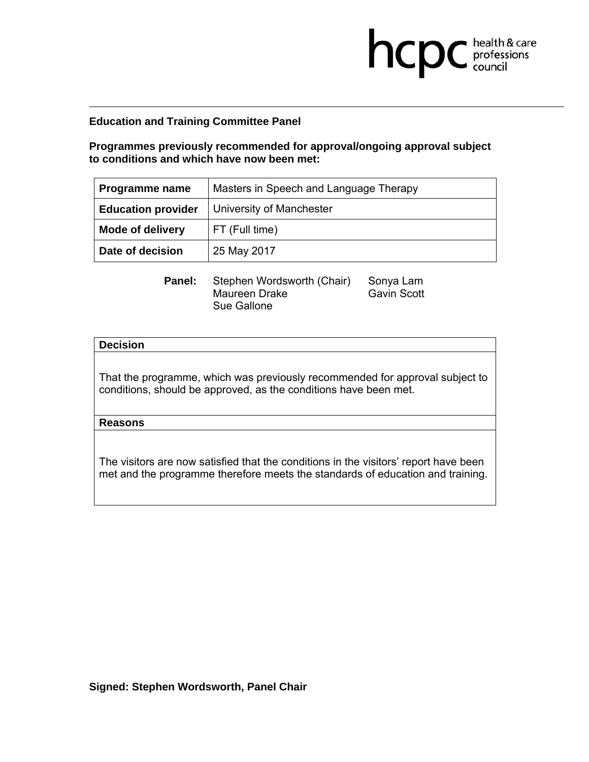**Education and Training Committee Panel**

**Programmes previously recommended for approval/ongoing approval subject to conditions and which have now been met:**

| **Programme name** | Masters in Speech and Language Therapy |
|---|---|
| **Education provider** | University of Manchester |
| **Mode of delivery** | FT (Full time) |
| **Date of decision** | 25 May 2017 |

**Panel:** Stephen Wordsworth (Chair), Maureen Drake, Sue Gallone, Sonya Lam, Gavin Scott

| **Decision** |
|---|
| That the programme, which was previously recommended for approval subject to conditions, should be approved, as the conditions have been met. |
| **Reasons** |
| The visitors are now satisfied that the conditions in the visitors' report have been met and the programme therefore meets the standards of education and training. |

**Signed: Stephen Wordsworth, Panel Chair**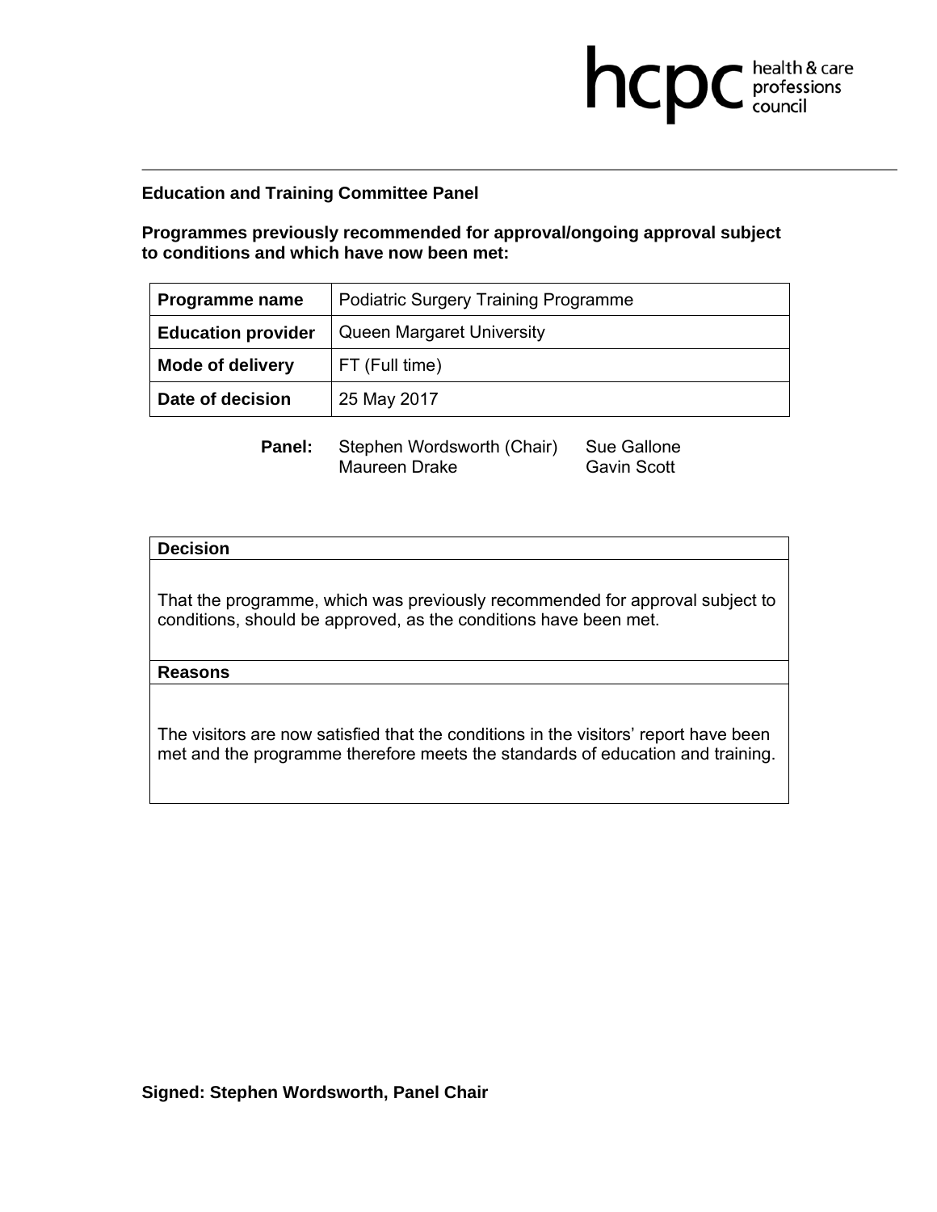**Education and Training Committee Panel**

**Programmes previously recommended for approval/ongoing approval subject to conditions and which have now been met:**

| **Programme name** | Podiatric Surgery Training Programme |
|---|---|
| **Education provider** | Queen Margaret University |
| **Mode of delivery** | FT (Full time) |
| **Date of decision** | 25 May 2017 |

**Panel:** Stephen Wordsworth (Chair), Sue Gallone, Maureen Drake, Gavin Scott

| **Decision** |
|---|
| That the programme, which was previously recommended for approval subject to conditions, should be approved, as the conditions have been met. |
| **Reasons** |
| The visitors are now satisfied that the conditions in the visitors' report have been met and the programme therefore meets the standards of education and training. |

**Signed: Stephen Wordsworth, Panel Chair**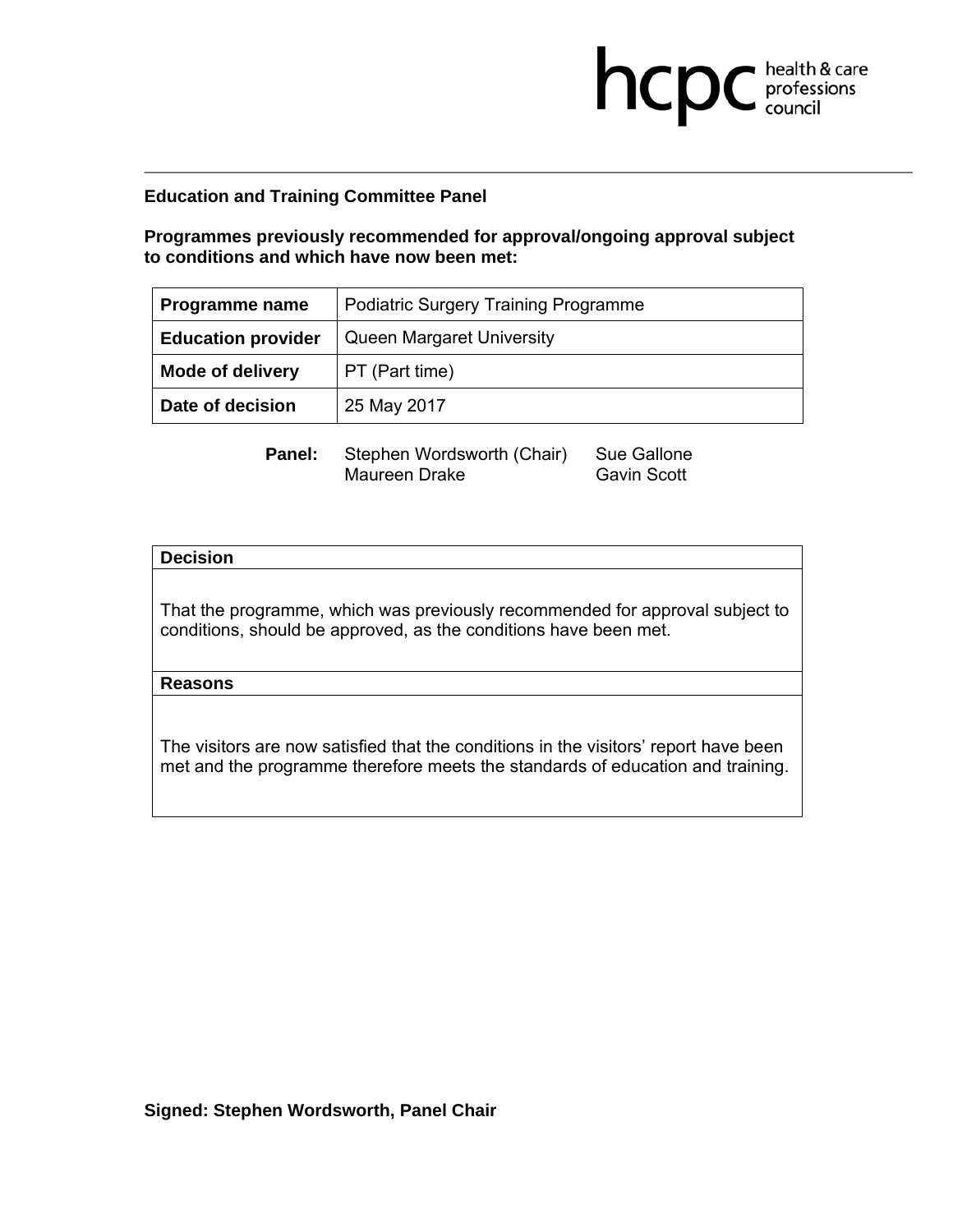**Education and Training Committee Panel**

**Programmes previously recommended for approval/ongoing approval subject to conditions and which have now been met:**

| **Programme name** | Podiatric Surgery Training Programme |
|---|---|
| **Education provider** | Queen Margaret University |
| **Mode of delivery** | PT (Part time) |
| **Date of decision** | 25 May 2017 |

**Panel:** Stephen Wordsworth (Chair), Sue Gallone, Maureen Drake, Gavin Scott

| **Decision** |
|---|
| That the programme, which was previously recommended for approval subject to conditions, should be approved, as the conditions have been met. |
| **Reasons** |
| The visitors are now satisfied that the conditions in the visitors' report have been met and the programme therefore meets the standards of education and training. |

**Signed: Stephen Wordsworth, Panel Chair**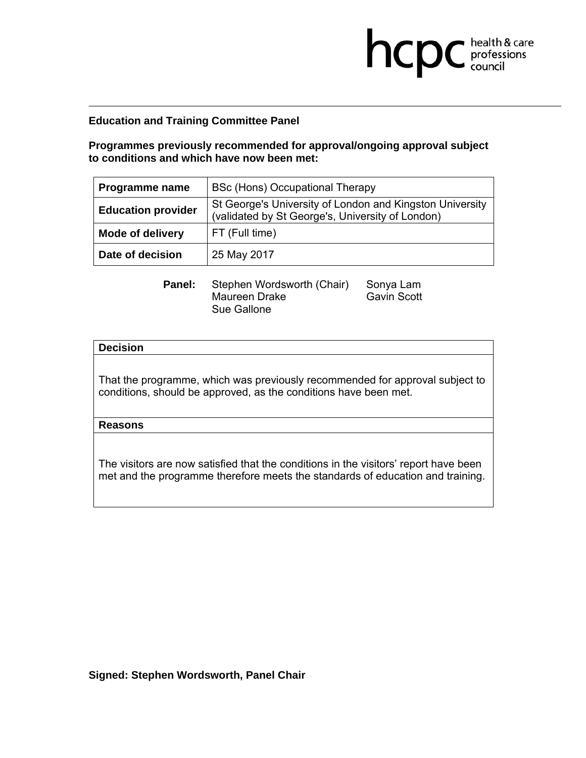hcpc health & care professions council

**Education and Training Committee Panel**

**Programmes previously recommended for approval/ongoing approval subject to conditions and which have now been met:**

| **Programme name** | BSc (Hons) Occupational Therapy |
|---|---|
| **Education provider** | St George's University of London and Kingston University (validated by St George's, University of London) |
| **Mode of delivery** | FT (Full time) |
| **Date of decision** | 25 May 2017 |

**Panel:** Stephen Wordsworth (Chair), Maureen Drake, Sue Gallone, Sonya Lam, Gavin Scott

| **Decision** |
|---|
| That the programme, which was previously recommended for approval subject to conditions, should be approved, as the conditions have been met. |
| **Reasons** |
| The visitors are now satisfied that the conditions in the visitors' report have been met and the programme therefore meets the standards of education and training. |

**Signed: Stephen Wordsworth, Panel Chair**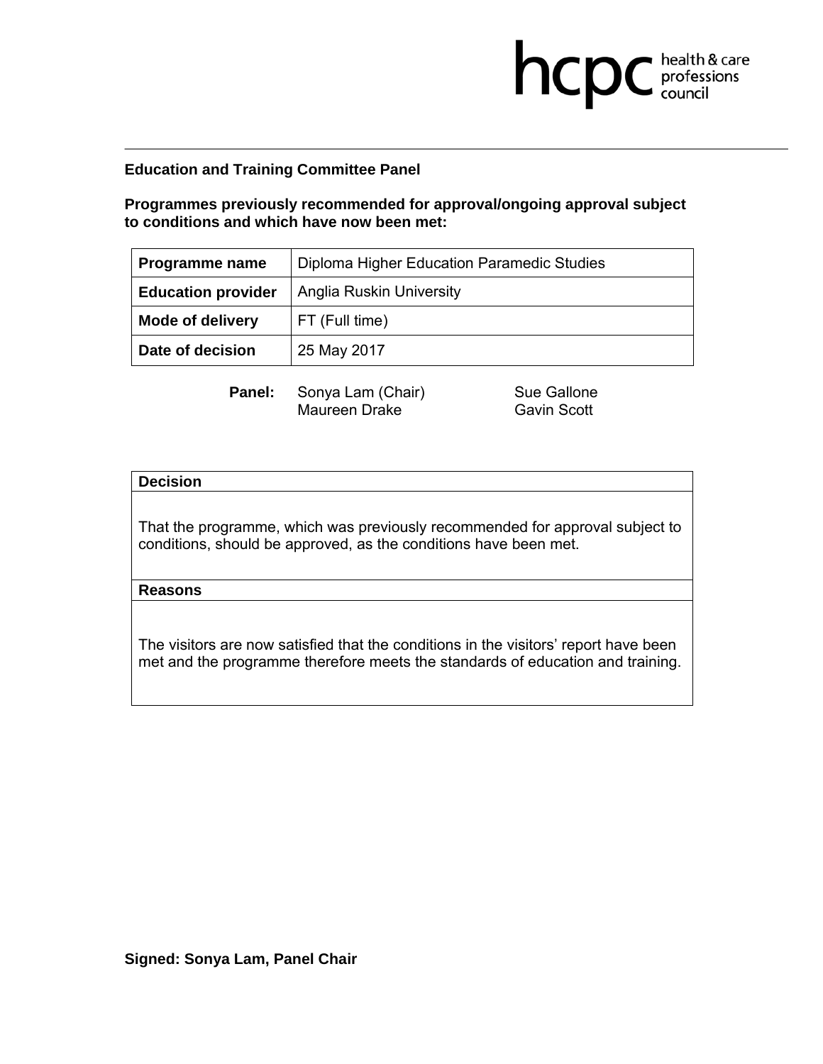**Education and Training Committee Panel**

**Programmes previously recommended for approval/ongoing approval subject to conditions and which have now been met:**

| **Programme name** | Diploma Higher Education Paramedic Studies |
|---|---|
| **Education provider** | Anglia Ruskin University |
| **Mode of delivery** | FT (Full time) |
| **Date of decision** | 25 May 2017 |

**Panel:** Sonya Lam (Chair), Maureen Drake, Sue Gallone, Gavin Scott

| **Decision** |
|---|
| That the programme, which was previously recommended for approval subject to conditions, should be approved, as the conditions have been met. |
| **Reasons** |
| The visitors are now satisfied that the conditions in the visitors' report have been met and the programme therefore meets the standards of education and training. |

**Signed: Sonya Lam, Panel Chair**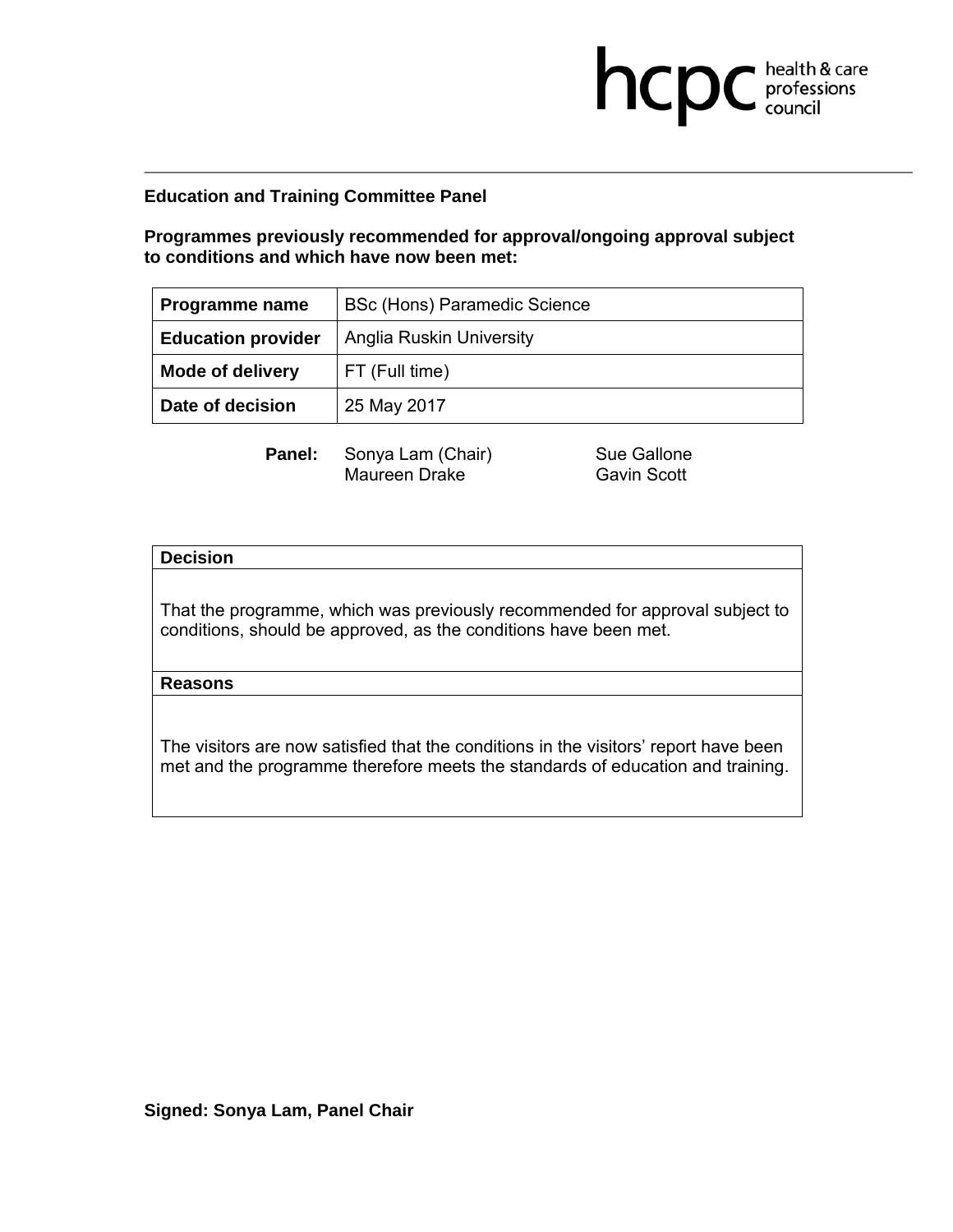**Education and Training Committee Panel**

**Programmes previously recommended for approval/ongoing approval subject to conditions and which have now been met:**

| | |
|---|---|
| **Programme name** | BSc (Hons) Paramedic Science |
| **Education provider** | Anglia Ruskin University |
| **Mode of delivery** | FT (Full time) |
| **Date of decision** | 25 May 2017 |

**Panel:** Sonya Lam (Chair), Maureen Drake, Sue Gallone, Gavin Scott

| **Decision** |
|---|
| That the programme, which was previously recommended for approval subject to conditions, should be approved, as the conditions have been met. |
| **Reasons** |
| The visitors are now satisfied that the conditions in the visitors' report have been met and the programme therefore meets the standards of education and training. |

**Signed: Sonya Lam, Panel Chair**